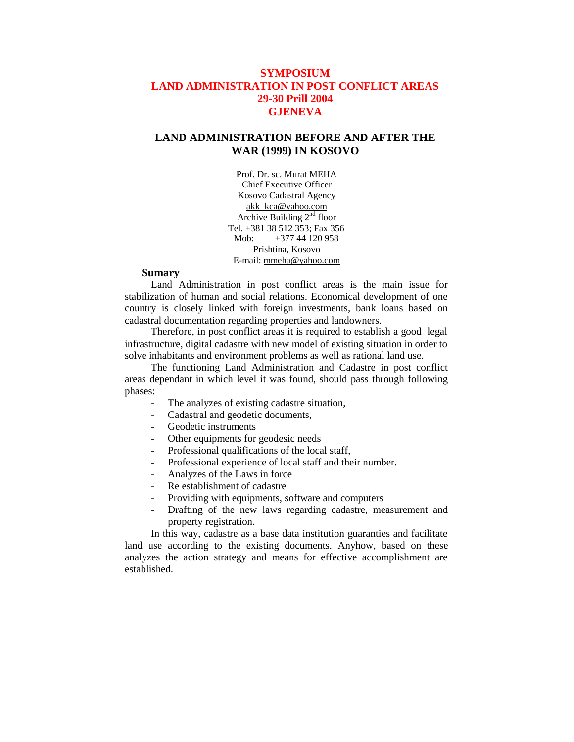# SYMPOSIUM
# LAND ADMINISTRATION IN POST CONFLICT AREAS
# 29-30 Prill 2004
# GJENEVA

## LAND ADMINISTRATION BEFORE AND AFTER THE WAR (1999) IN KOSOVO

Prof. Dr. sc. Murat MEHA
Chief Executive Officer
Kosovo Cadastral Agency
akk_kca@yahoo.com
Archive Building 2nd floor
Tel. +381 38 512 353; Fax 356
Mob: +377 44 120 958
Prishtina, Kosovo
E-mail: mmeha@yahoo.com

### Sumary

Land Administration in post conflict areas is the main issue for stabilization of human and social relations. Economical development of one country is closely linked with foreign investments, bank loans based on cadastral documentation regarding properties and landowners.

Therefore, in post conflict areas it is required to establish a good legal infrastructure, digital cadastre with new model of existing situation in order to solve inhabitants and environment problems as well as rational land use.

The functioning Land Administration and Cadastre in post conflict areas dependant in which level it was found, should pass through following phases:

- The analyzes of existing cadastre situation,
- Cadastral and geodetic documents,
- Geodetic instruments
- Other equipments for geodesic needs
- Professional qualifications of the local staff,
- Professional experience of local staff and their number.
- Analyzes of the Laws in force
- Re establishment of cadastre
- Providing with equipments, software and computers
- Drafting of the new laws regarding cadastre, measurement and property registration.

In this way, cadastre as a base data institution guaranties and facilitate land use according to the existing documents. Anyhow, based on these analyzes the action strategy and means for effective accomplishment are established.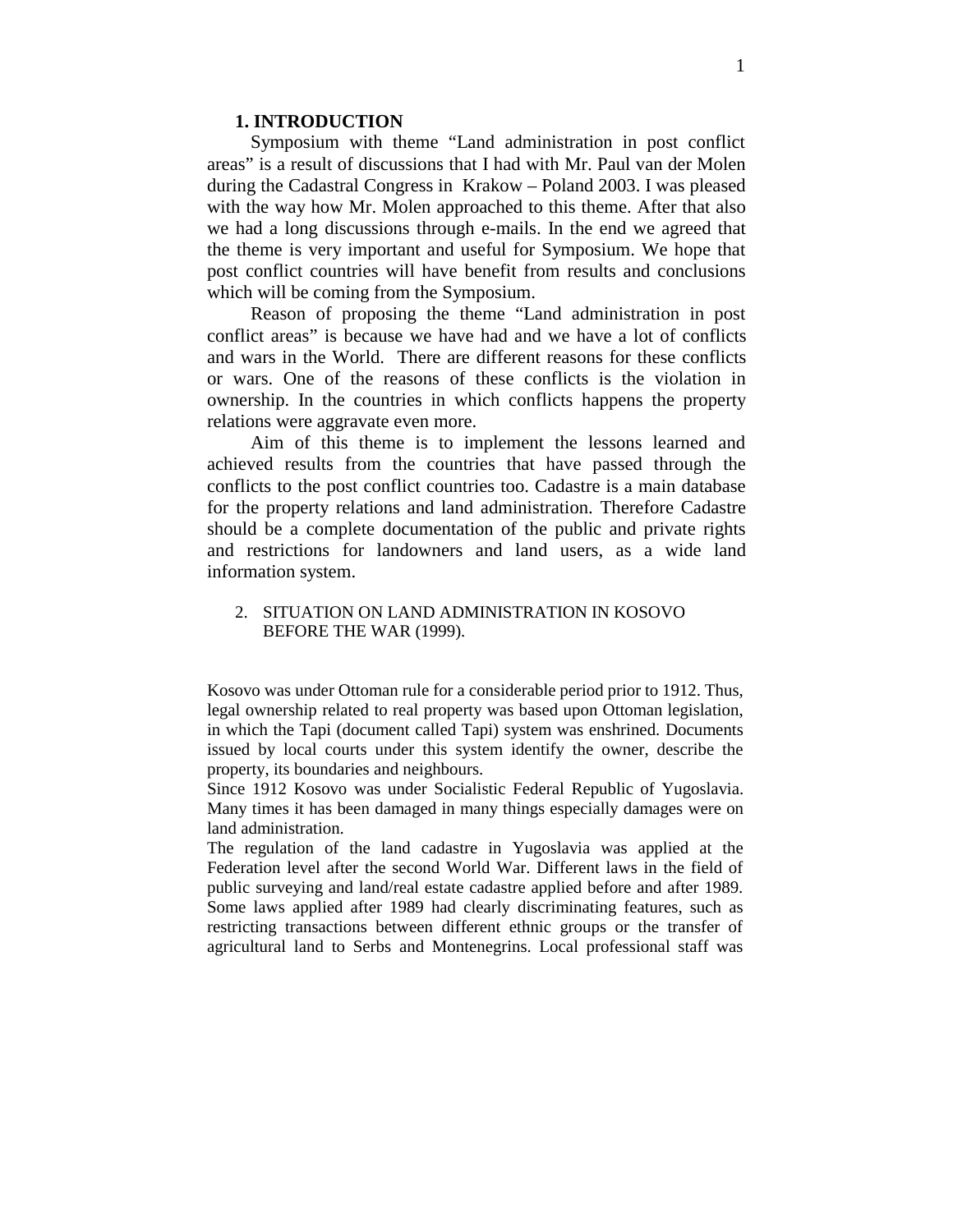## 1. INTRODUCTION

Symposium with theme “Land administration in post conflict areas” is a result of discussions that I had with Mr. Paul van der Molen during the Cadastral Congress in Krakow – Poland 2003. I was pleased with the way how Mr. Molen approached to this theme. After that also we had a long discussions through e-mails. In the end we agreed that the theme is very important and useful for Symposium. We hope that post conflict countries will have benefit from results and conclusions which will be coming from the Symposium.

Reason of proposing the theme “Land administration in post conflict areas” is because we have had and we have a lot of conflicts and wars in the World. There are different reasons for these conflicts or wars. One of the reasons of these conflicts is the violation in ownership. In the countries in which conflicts happens the property relations were aggravate even more.

Aim of this theme is to implement the lessons learned and achieved results from the countries that have passed through the conflicts to the post conflict countries too. Cadastre is a main database for the property relations and land administration. Therefore Cadastre should be a complete documentation of the public and private rights and restrictions for landowners and land users, as a wide land information system.

## 2. SITUATION ON LAND ADMINISTRATION IN KOSOVO BEFORE THE WAR (1999).

Kosovo was under Ottoman rule for a considerable period prior to 1912. Thus, legal ownership related to real property was based upon Ottoman legislation, in which the Tapi (document called Tapi) system was enshrined. Documents issued by local courts under this system identify the owner, describe the property, its boundaries and neighbours.

Since 1912 Kosovo was under Socialistic Federal Republic of Yugoslavia. Many times it has been damaged in many things especially damages were on land administration.

The regulation of the land cadastre in Yugoslavia was applied at the Federation level after the second World War. Different laws in the field of public surveying and land/real estate cadastre applied before and after 1989. Some laws applied after 1989 had clearly discriminating features, such as restricting transactions between different ethnic groups or the transfer of agricultural land to Serbs and Montenegrins. Local professional staff was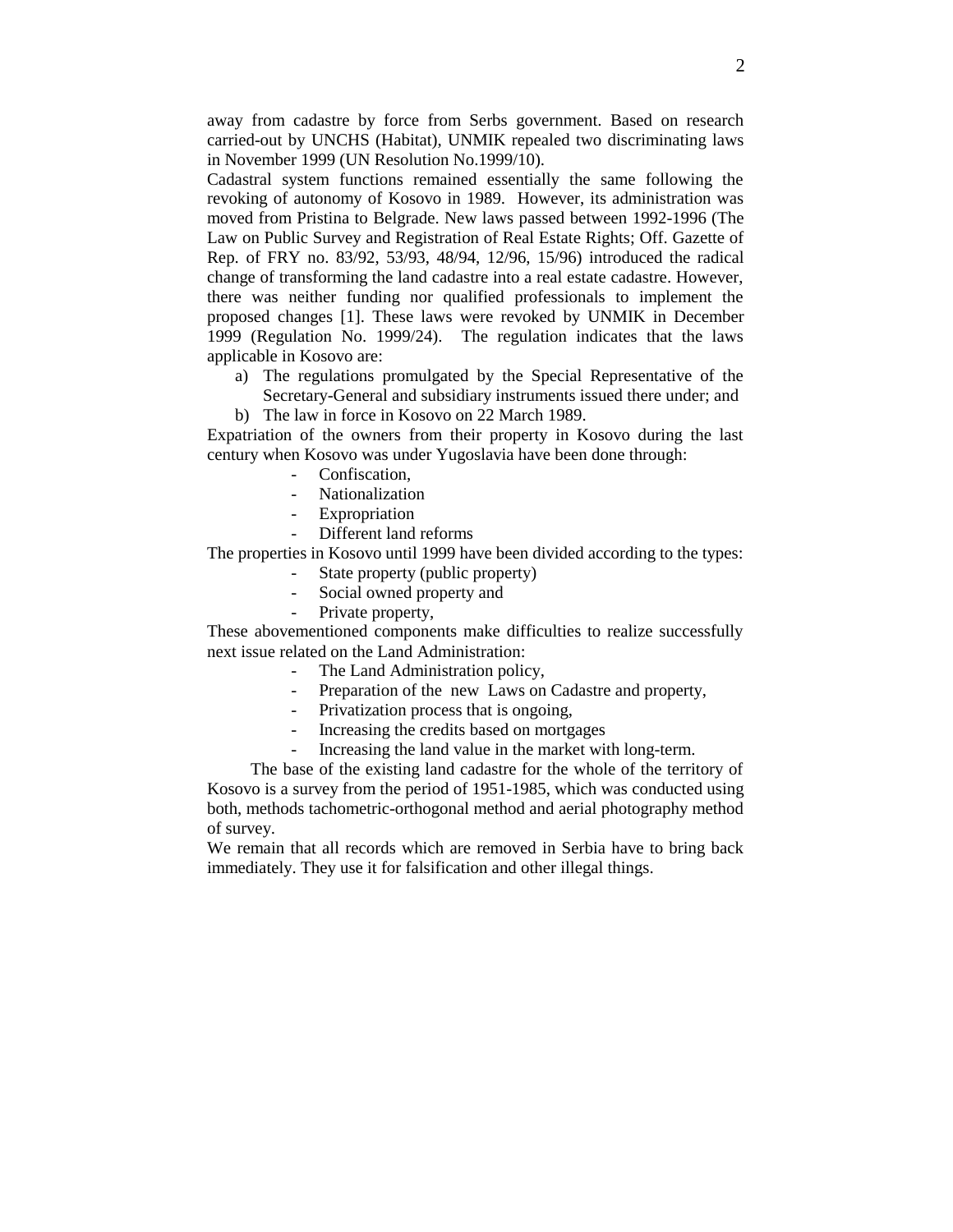away from cadastre by force from Serbs government. Based on research carried-out by UNCHS (Habitat), UNMIK repealed two discriminating laws in November 1999 (UN Resolution No.1999/10).

Cadastral system functions remained essentially the same following the revoking of autonomy of Kosovo in 1989. However, its administration was moved from Pristina to Belgrade. New laws passed between 1992-1996 (The Law on Public Survey and Registration of Real Estate Rights; Off. Gazette of Rep. of FRY no. 83/92, 53/93, 48/94, 12/96, 15/96) introduced the radical change of transforming the land cadastre into a real estate cadastre. However, there was neither funding nor qualified professionals to implement the proposed changes [1]. These laws were revoked by UNMIK in December 1999 (Regulation No. 1999/24). The regulation indicates that the laws applicable in Kosovo are:

a) The regulations promulgated by the Special Representative of the Secretary-General and subsidiary instruments issued there under; and
b) The law in force in Kosovo on 22 March 1989.

Expatriation of the owners from their property in Kosovo during the last century when Kosovo was under Yugoslavia have been done through:

- Confiscation,
- Nationalization
- Expropriation
- Different land reforms

The properties in Kosovo until 1999 have been divided according to the types:

- State property (public property)
- Social owned property and
- Private property,

These abovementioned components make difficulties to realize successfully next issue related on the Land Administration:

- The Land Administration policy,
- Preparation of the new Laws on Cadastre and property,
- Privatization process that is ongoing,
- Increasing the credits based on mortgages
- Increasing the land value in the market with long-term.

The base of the existing land cadastre for the whole of the territory of Kosovo is a survey from the period of 1951-1985, which was conducted using both, methods tachometric-orthogonal method and aerial photography method of survey.

We remain that all records which are removed in Serbia have to bring back immediately. They use it for falsification and other illegal things.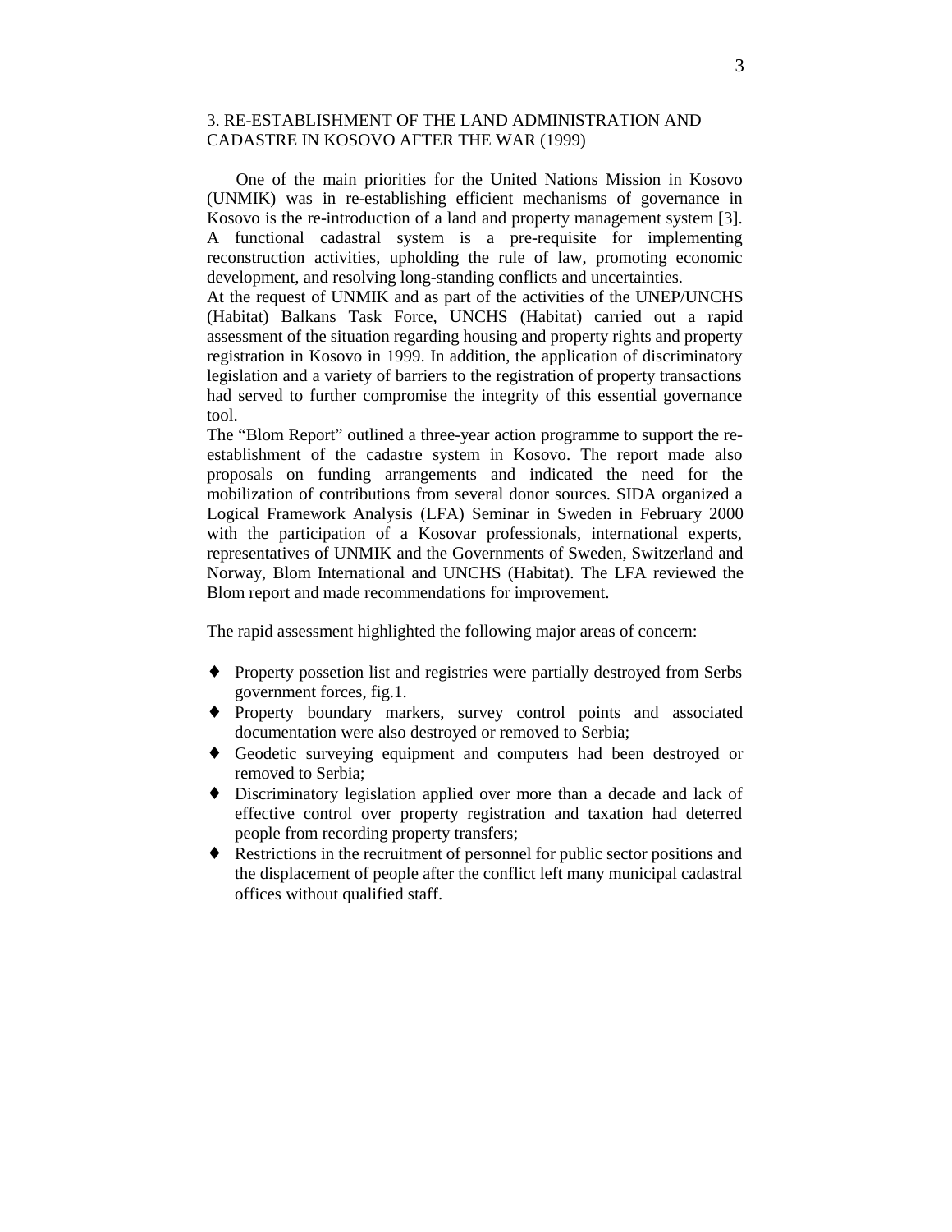## 3. RE-ESTABLISHMENT OF THE LAND ADMINISTRATION AND CADASTRE IN KOSOVO AFTER THE WAR (1999)

One of the main priorities for the United Nations Mission in Kosovo (UNMIK) was in re-establishing efficient mechanisms of governance in Kosovo is the re-introduction of a land and property management system [3]. A functional cadastral system is a pre-requisite for implementing reconstruction activities, upholding the rule of law, promoting economic development, and resolving long-standing conflicts and uncertainties.

At the request of UNMIK and as part of the activities of the UNEP/UNCHS (Habitat) Balkans Task Force, UNCHS (Habitat) carried out a rapid assessment of the situation regarding housing and property rights and property registration in Kosovo in 1999. In addition, the application of discriminatory legislation and a variety of barriers to the registration of property transactions had served to further compromise the integrity of this essential governance tool.

The "Blom Report" outlined a three-year action programme to support the re-establishment of the cadastre system in Kosovo. The report made also proposals on funding arrangements and indicated the need for the mobilization of contributions from several donor sources. SIDA organized a Logical Framework Analysis (LFA) Seminar in Sweden in February 2000 with the participation of a Kosovar professionals, international experts, representatives of UNMIK and the Governments of Sweden, Switzerland and Norway, Blom International and UNCHS (Habitat). The LFA reviewed the Blom report and made recommendations for improvement.

The rapid assessment highlighted the following major areas of concern:

- Property possetion list and registries were partially destroyed from Serbs government forces, fig.1.
- Property boundary markers, survey control points and associated documentation were also destroyed or removed to Serbia;
- Geodetic surveying equipment and computers had been destroyed or removed to Serbia;
- Discriminatory legislation applied over more than a decade and lack of effective control over property registration and taxation had deterred people from recording property transfers;
- Restrictions in the recruitment of personnel for public sector positions and the displacement of people after the conflict left many municipal cadastral offices without qualified staff.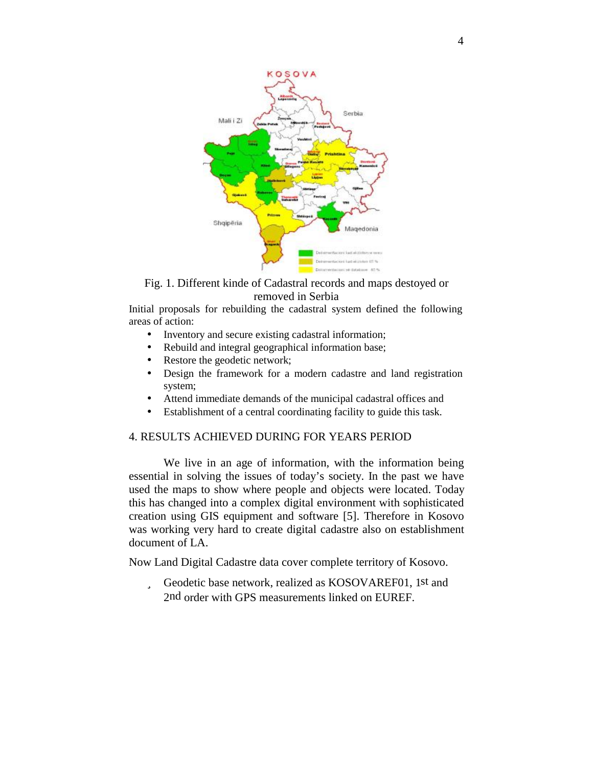Fig. 1. Different kinde of Cadastral records and maps destoyed or removed in Serbia

Initial proposals for rebuilding the cadastral system defined the following areas of action:

- Inventory and secure existing cadastral information;
- Rebuild and integral geographical information base;
- Restore the geodetic network;
- Design the framework for a modern cadastre and land registration system;
- Attend immediate demands of the municipal cadastral offices and
- Establishment of a central coordinating facility to guide this task.

## 4. RESULTS ACHIEVED DURING FOR YEARS PERIOD

We live in an age of information, with the information being essential in solving the issues of today's society. In the past we have used the maps to show where people and objects were located. Today this has changed into a complex digital environment with sophisticated creation using GIS equipment and software [5]. Therefore in Kosovo was working very hard to create digital cadastre also on establishment document of LA.

Now Land Digital Cadastre data cover complete territory of Kosovo.

- Geodetic base network, realized as KOSOVAREF01, 1st and 2nd order with GPS measurements linked on EUREF.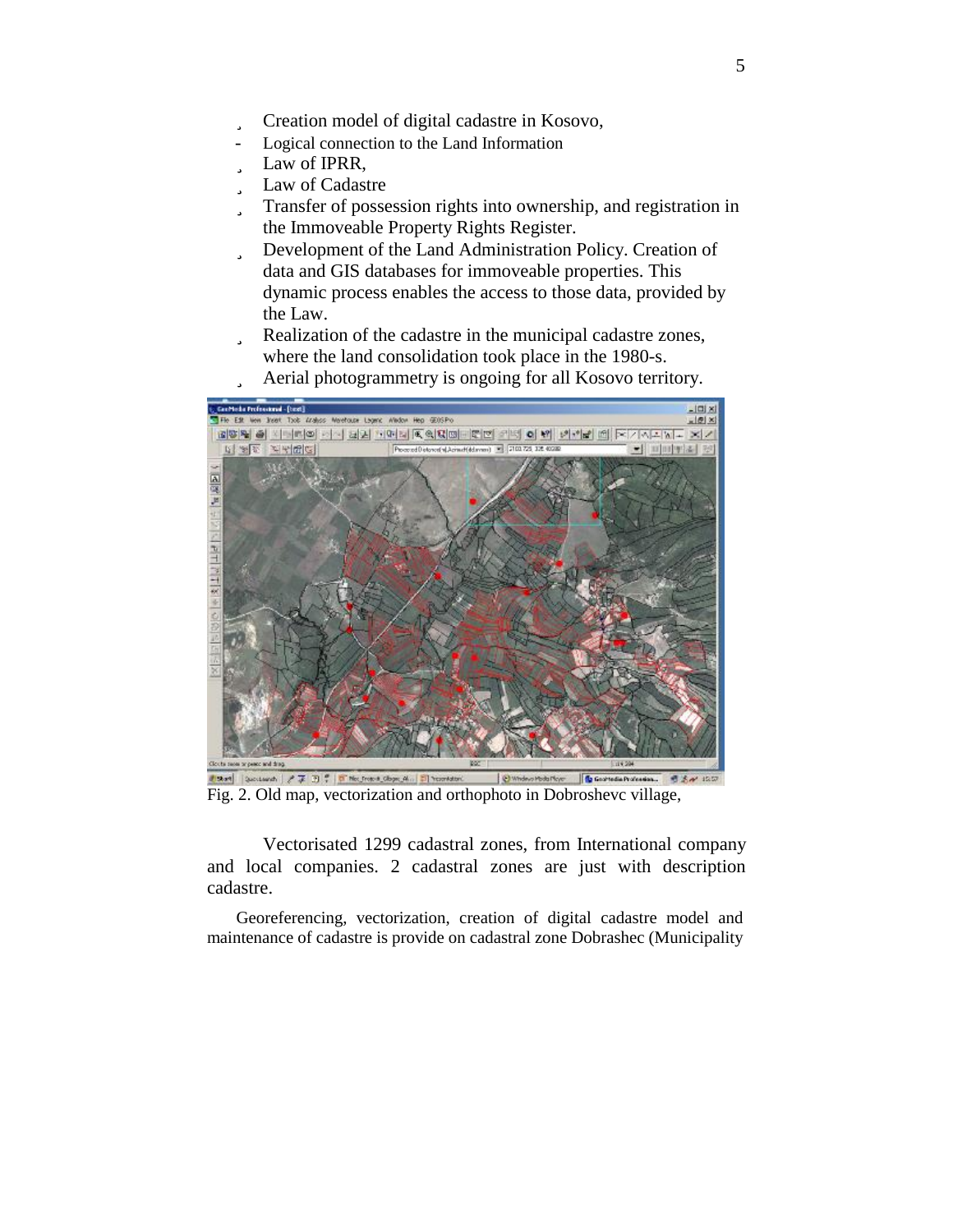- Creation model of digital cadastre in Kosovo,
- Logical connection to the Land Information
- Law of IPRR,
- Law of Cadastre
- Transfer of possession rights into ownership, and registration in the Immoveable Property Rights Register.
- Development of the Land Administration Policy. Creation of data and GIS databases for immoveable properties. This dynamic process enables the access to those data, provided by the Law.
- Realization of the cadastre in the municipal cadastre zones, where the land consolidation took place in the 1980-s.
- Aerial photogrammetry is ongoing for all Kosovo territory.

Fig. 2. Old map, vectorization and orthophoto in Dobroshevc village,

Vectorisated 1299 cadastral zones, from International company and local companies. 2 cadastral zones are just with description cadastre.

Georeferencing, vectorization, creation of digital cadastre model and maintenance of cadastre is provide on cadastral zone Dobrashec (Municipality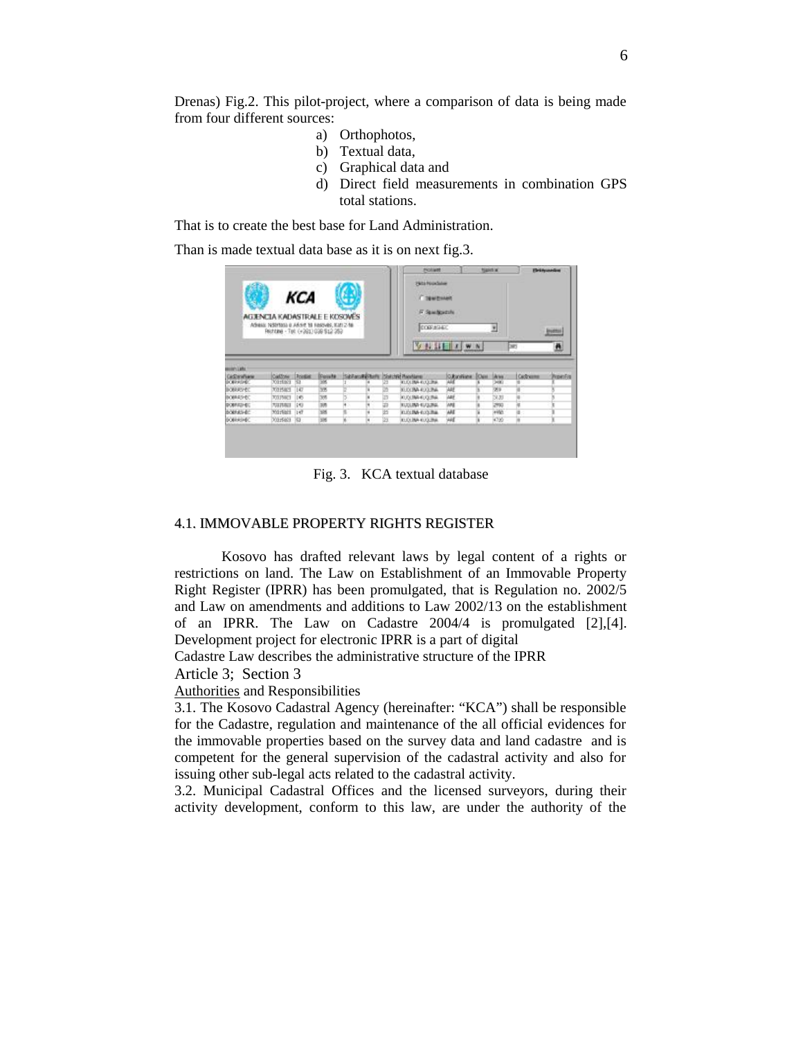Drenas) Fig.2. This pilot-project, where a comparison of data is being made from four different sources:

a) Orthophotos,
b) Textual data,
c) Graphical data and
d) Direct field measurements in combination GPS total stations.

That is to create the best base for Land Administration.

Than is made textual data base as it is on next fig.3.

Fig. 3. KCA textual database

## 4.1. IMMOVABLE PROPERTY RIGHTS REGISTER

Kosovo has drafted relevant laws by legal content of a rights or restrictions on land. The Law on Establishment of an Immovable Property Right Register (IPRR) has been promulgated, that is Regulation no. 2002/5 and Law on amendments and additions to Law 2002/13 on the establishment of an IPRR. The Law on Cadastre 2004/4 is promulgated [2],[4]. Development project for electronic IPRR is a part of digital

Cadastre Law describes the administrative structure of the IPRR

Article 3; Section 3

Authorities and Responsibilities

3.1. The Kosovo Cadastral Agency (hereinafter: "KCA") shall be responsible for the Cadastre, regulation and maintenance of the all official evidences for the immovable properties based on the survey data and land cadastre and is competent for the general supervision of the cadastral activity and also for issuing other sub-legal acts related to the cadastral activity.

3.2. Municipal Cadastral Offices and the licensed surveyors, during their activity development, conform to this law, are under the authority of the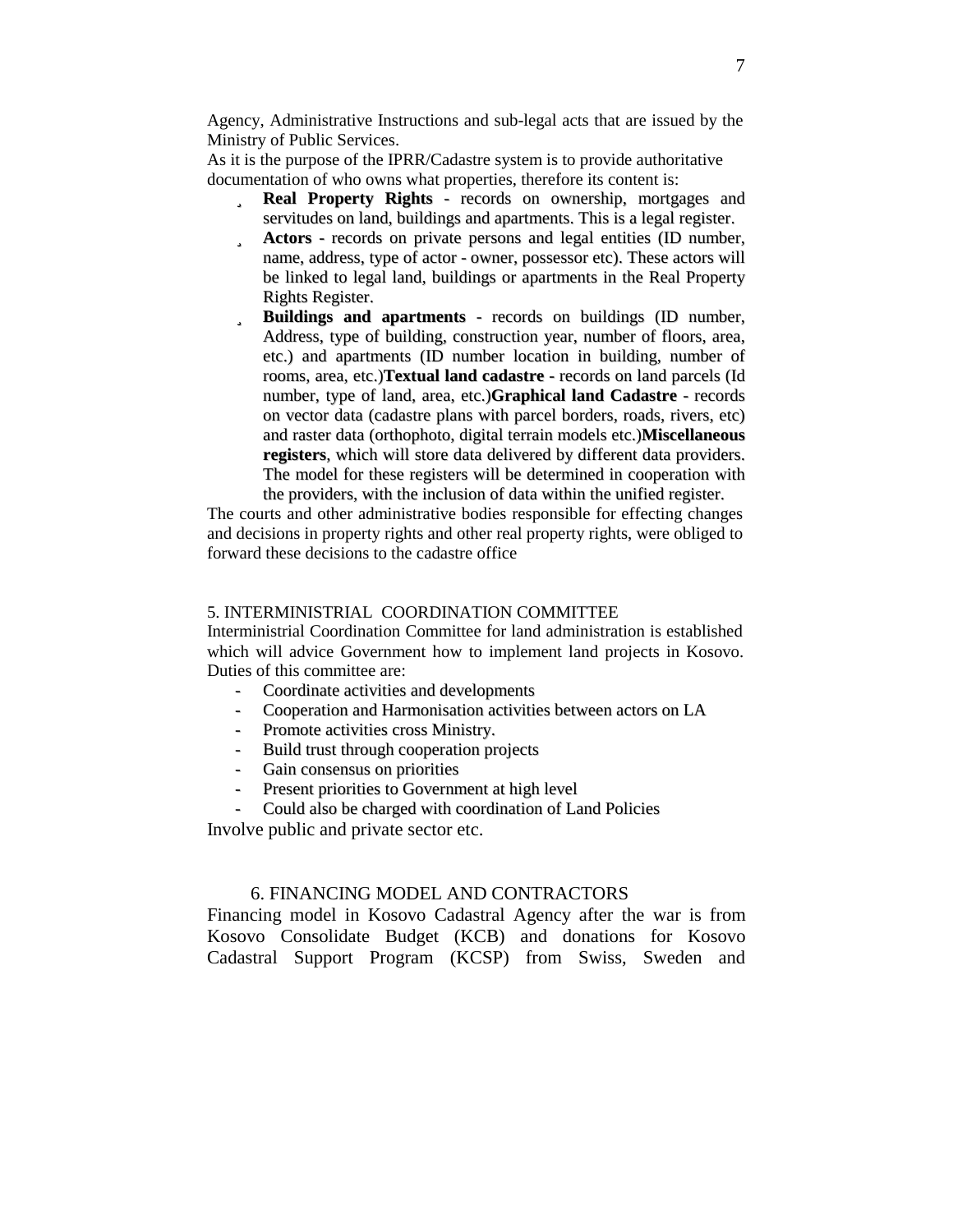Agency, Administrative Instructions and sub-legal acts that are issued by the Ministry of Public Services.

As it is the purpose of the IPRR/Cadastre system is to provide authoritative documentation of who owns what properties, therefore its content is:

- **Real Property Rights** - records on ownership, mortgages and servitudes on land, buildings and apartments. This is a legal register.
- **Actors** - records on private persons and legal entities (ID number, name, address, type of actor - owner, possessor etc). These actors will be linked to legal land, buildings or apartments in the Real Property Rights Register.
- **Buildings and apartments** - records on buildings (ID number, Address, type of building, construction year, number of floors, area, etc.) and apartments (ID number location in building, number of rooms, area, etc.)**Textual land cadastre** - records on land parcels (Id number, type of land, area, etc.)**Graphical land Cadastre** - records on vector data (cadastre plans with parcel borders, roads, rivers, etc) and raster data (orthophoto, digital terrain models etc.)**Miscellaneous registers**, which will store data delivered by different data providers. The model for these registers will be determined in cooperation with the providers, with the inclusion of data within the unified register.

The courts and other administrative bodies responsible for effecting changes and decisions in property rights and other real property rights, were obliged to forward these decisions to the cadastre office

## 5. INTERMINISTRIAL COORDINATION COMMITTEE

Interministrial Coordination Committee for land administration is established which will advice Government how to implement land projects in Kosovo. Duties of this committee are:

- Coordinate activities and developments
- Cooperation and Harmonisation activities between actors on LA
- Promote activities cross Ministry.
- Build trust through cooperation projects
- Gain consensus on priorities
- Present priorities to Government at high level
- Could also be charged with coordination of Land Policies

Involve public and private sector etc.

## 6. FINANCING MODEL AND CONTRACTORS

Financing model in Kosovo Cadastral Agency after the war is from Kosovo Consolidate Budget (KCB) and donations for Kosovo Cadastral Support Program (KCSP) from Swiss, Sweden and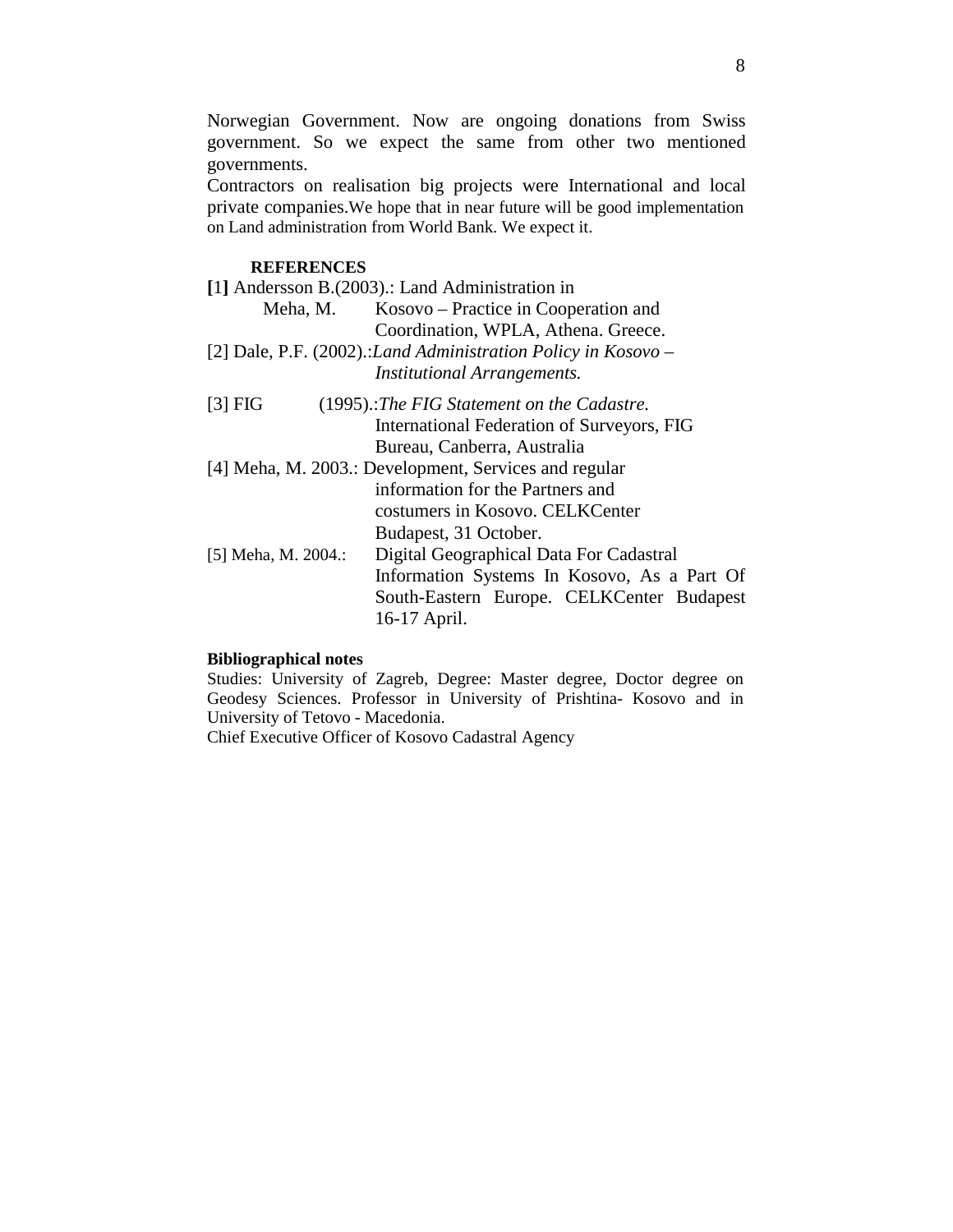Norwegian Government. Now are ongoing donations from Swiss government. So we expect the same from other two mentioned governments.

Contractors on realisation big projects were International and local private companies.We hope that in near future will be good implementation on Land administration from World Bank. We expect it.

**REFERENCES**

**[**1**]** Andersson B.(2003).: Land Administration in Kosovo – Practice in Cooperation and Coordination, WPLA, Athena. Greece.
Meha, M.

[2] Dale, P.F. (2002).:*Land Administration Policy in Kosovo – Institutional Arrangements.*

[3] FIG (1995).:*The FIG Statement on the Cadastre.* International Federation of Surveyors, FIG Bureau, Canberra, Australia

[4] Meha, M. 2003.: Development, Services and regular information for the Partners and costumers in Kosovo. CELKCenter Budapest, 31 October.

[5] Meha, M. 2004.: Digital Geographical Data For Cadastral Information Systems In Kosovo, As a Part Of South-Eastern Europe. CELKCenter Budapest 16-17 April.

**Bibliographical notes**

Studies: University of Zagreb, Degree: Master degree, Doctor degree on Geodesy Sciences. Professor in University of Prishtina- Kosovo and in University of Tetovo - Macedonia.

Chief Executive Officer of Kosovo Cadastral Agency